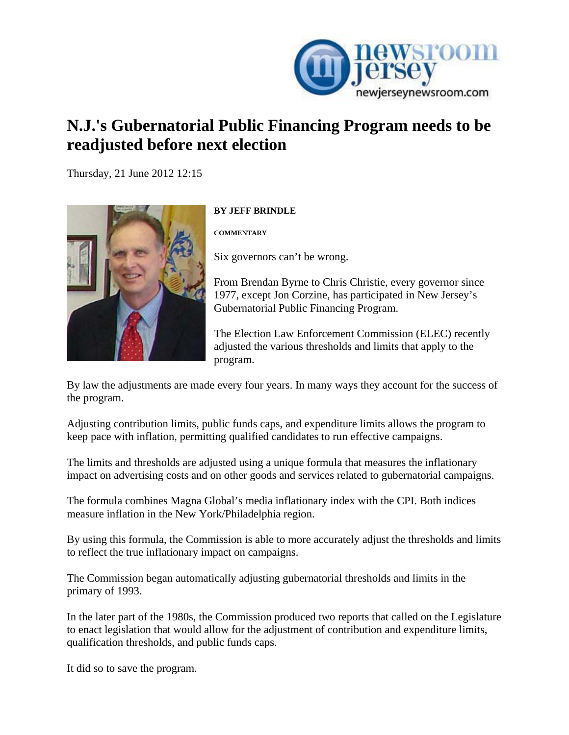# N.J.'s Gubernatorial Public Financing Program needs to be readjusted before next election

Thursday, 21 June 2012 12:15

**BY JEFF BRINDLE**

**COMMENTARY**

Six governors can't be wrong.

From Brendan Byrne to Chris Christie, every governor since 1977, except Jon Corzine, has participated in New Jersey's Gubernatorial Public Financing Program.

The Election Law Enforcement Commission (ELEC) recently adjusted the various thresholds and limits that apply to the program.

By law the adjustments are made every four years. In many ways they account for the success of the program.

Adjusting contribution limits, public funds caps, and expenditure limits allows the program to keep pace with inflation, permitting qualified candidates to run effective campaigns.

The limits and thresholds are adjusted using a unique formula that measures the inflationary impact on advertising costs and on other goods and services related to gubernatorial campaigns.

The formula combines Magna Global's media inflationary index with the CPI. Both indices measure inflation in the New York/Philadelphia region.

By using this formula, the Commission is able to more accurately adjust the thresholds and limits to reflect the true inflationary impact on campaigns.

The Commission began automatically adjusting gubernatorial thresholds and limits in the primary of 1993.

In the later part of the 1980s, the Commission produced two reports that called on the Legislature to enact legislation that would allow for the adjustment of contribution and expenditure limits, qualification thresholds, and public funds caps.

It did so to save the program.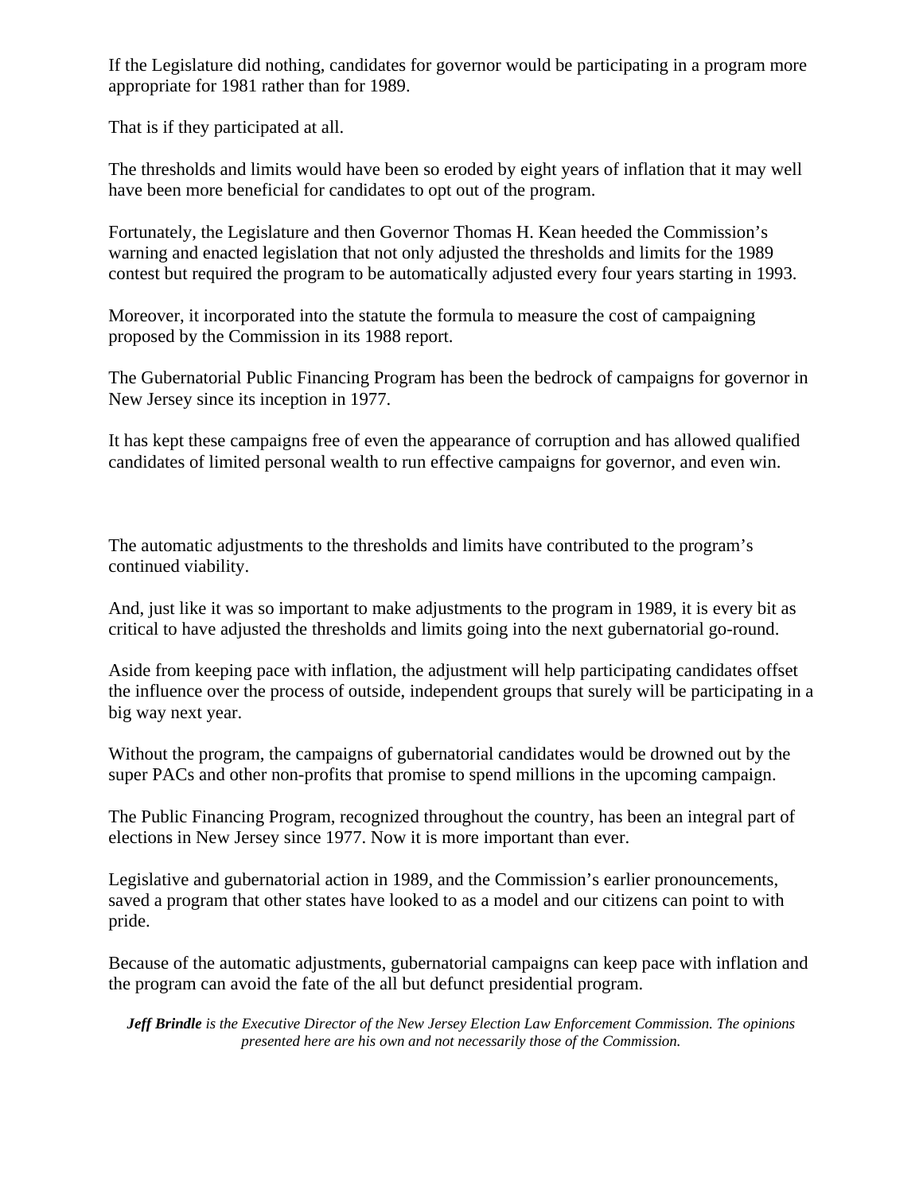If the Legislature did nothing, candidates for governor would be participating in a program more appropriate for 1981 rather than for 1989.

That is if they participated at all.

The thresholds and limits would have been so eroded by eight years of inflation that it may well have been more beneficial for candidates to opt out of the program.

Fortunately, the Legislature and then Governor Thomas H. Kean heeded the Commission's warning and enacted legislation that not only adjusted the thresholds and limits for the 1989 contest but required the program to be automatically adjusted every four years starting in 1993.

Moreover, it incorporated into the statute the formula to measure the cost of campaigning proposed by the Commission in its 1988 report.

The Gubernatorial Public Financing Program has been the bedrock of campaigns for governor in New Jersey since its inception in 1977.

It has kept these campaigns free of even the appearance of corruption and has allowed qualified candidates of limited personal wealth to run effective campaigns for governor, and even win.

The automatic adjustments to the thresholds and limits have contributed to the program's continued viability.

And, just like it was so important to make adjustments to the program in 1989, it is every bit as critical to have adjusted the thresholds and limits going into the next gubernatorial go-round.

Aside from keeping pace with inflation, the adjustment will help participating candidates offset the influence over the process of outside, independent groups that surely will be participating in a big way next year.

Without the program, the campaigns of gubernatorial candidates would be drowned out by the super PACs and other non-profits that promise to spend millions in the upcoming campaign.

The Public Financing Program, recognized throughout the country, has been an integral part of elections in New Jersey since 1977. Now it is more important than ever.

Legislative and gubernatorial action in 1989, and the Commission's earlier pronouncements, saved a program that other states have looked to as a model and our citizens can point to with pride.

Because of the automatic adjustments, gubernatorial campaigns can keep pace with inflation and the program can avoid the fate of the all but defunct presidential program.

***Jeff Brindle** is the Executive Director of the New Jersey Election Law Enforcement Commission. The opinions presented here are his own and not necessarily those of the Commission.*